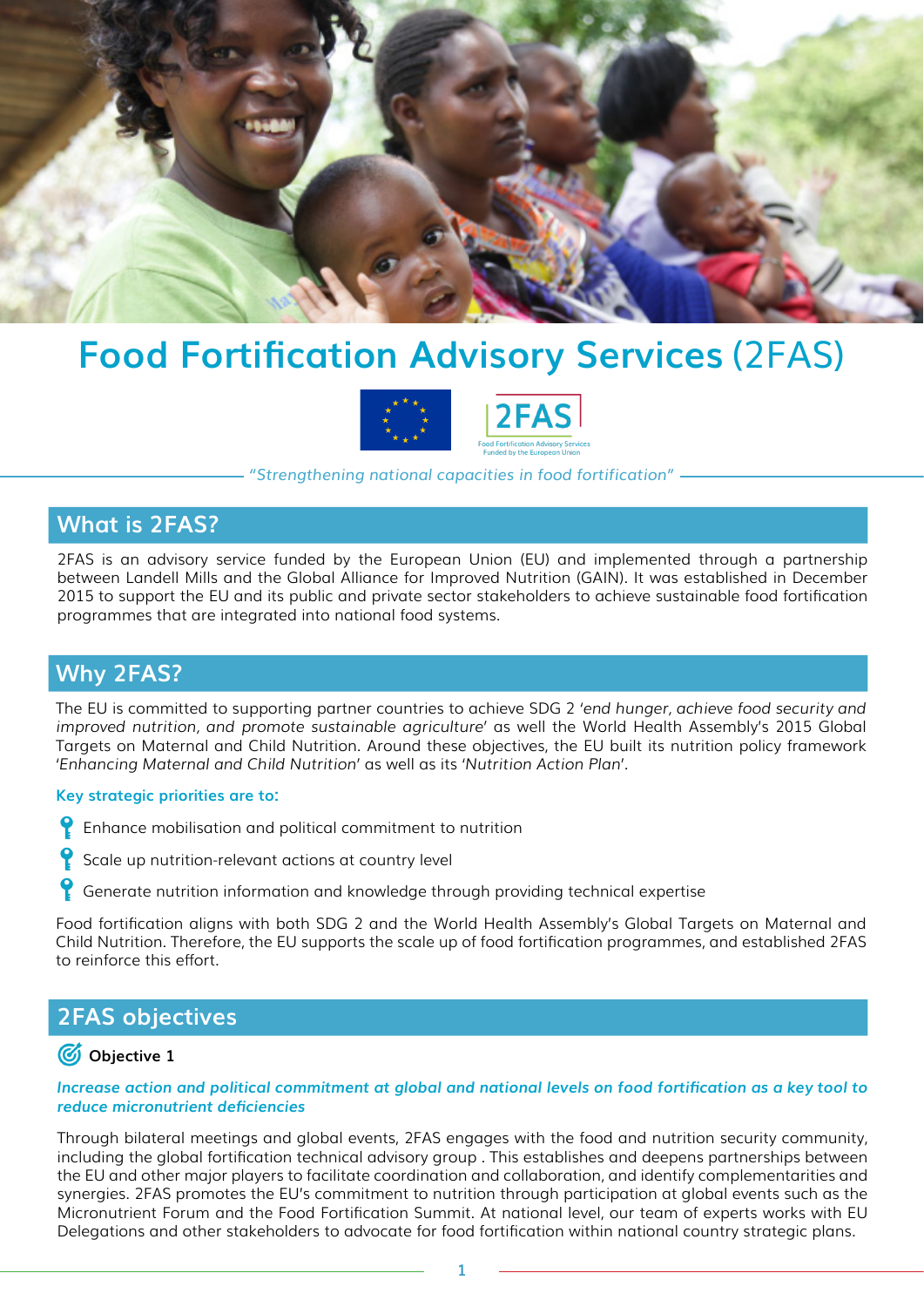# Food Fortification Advisory Services (2FAS)

*"Strengthening national capacities in food fortification"*

## What is 2FAS?

2FAS is an advisory service funded by the European Union (EU) and implemented through a partnership between Landell Mills and the Global Alliance for Improved Nutrition (GAIN). It was established in December 2015 to support the EU and its public and private sector stakeholders to achieve sustainable food fortification programmes that are integrated into national food systems.

## Why 2FAS?

The EU is committed to supporting partner countries to achieve SDG 2 '*end hunger, achieve food security and improved nutrition, and promote sustainable agriculture*' as well the World Health Assembly's 2015 Global Targets on Maternal and Child Nutrition. Around these objectives, the EU built its nutrition policy framework '*Enhancing Maternal and Child Nutrition*' as well as its '*Nutrition Action Plan*'.

**Key strategic priorities are to:**

- Enhance mobilisation and political commitment to nutrition
- Scale up nutrition-relevant actions at country level
- Generate nutrition information and knowledge through providing technical expertise

Food fortification aligns with both SDG 2 and the World Health Assembly's Global Targets on Maternal and Child Nutrition. Therefore, the EU supports the scale up of food fortification programmes, and established 2FAS to reinforce this effort.

## 2FAS objectives

### Objective 1

***Increase action and political commitment at global and national levels on food fortification as a key tool to reduce micronutrient deficiencies***

Through bilateral meetings and global events, 2FAS engages with the food and nutrition security community, including the global fortification technical advisory group . This establishes and deepens partnerships between the EU and other major players to facilitate coordination and collaboration, and identify complementarities and synergies. 2FAS promotes the EU's commitment to nutrition through participation at global events such as the Micronutrient Forum and the Food Fortification Summit. At national level, our team of experts works with EU Delegations and other stakeholders to advocate for food fortification within national country strategic plans.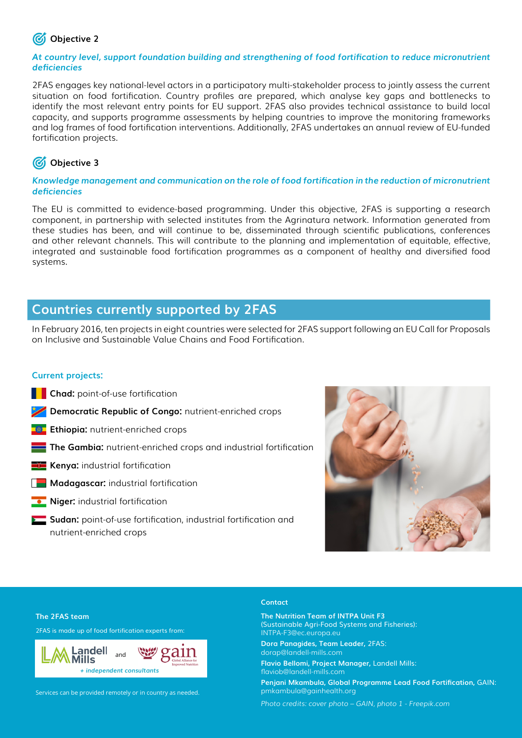### Objective 2

***At country level, support foundation building and strengthening of food fortification to reduce micronutrient deficiencies***

2FAS engages key national-level actors in a participatory multi-stakeholder process to jointly assess the current situation on food fortification. Country profiles are prepared, which analyse key gaps and bottlenecks to identify the most relevant entry points for EU support. 2FAS also provides technical assistance to build local capacity, and supports programme assessments by helping countries to improve the monitoring frameworks and log frames of food fortification interventions. Additionally, 2FAS undertakes an annual review of EU-funded fortification projects.

### Objective 3

***Knowledge management and communication on the role of food fortification in the reduction of micronutrient deficiencies***

The EU is committed to evidence-based programming. Under this objective, 2FAS is supporting a research component, in partnership with selected institutes from the Agrinatura network. Information generated from these studies has been, and will continue to be, disseminated through scientific publications, conferences and other relevant channels. This will contribute to the planning and implementation of equitable, effective, integrated and sustainable food fortification programmes as a component of healthy and diversified food systems.

## Countries currently supported by 2FAS

In February 2016, ten projects in eight countries were selected for 2FAS support following an EU Call for Proposals on Inclusive and Sustainable Value Chains and Food Fortification.

### Current projects:

- **Chad:** point-of-use fortification
- **Democratic Republic of Congo:** nutrient-enriched crops
- **Ethiopia:** nutrient-enriched crops
- **The Gambia:** nutrient-enriched crops and industrial fortification
- **Kenya:** industrial fortification
- **Madagascar:** industrial fortification
- **Niger:** industrial fortification
- **Sudan:** point-of-use fortification, industrial fortification and nutrient-enriched crops

**The 2FAS team**

2FAS is made up of food fortification experts from:

Landell Mills and gain (Global Alliance for Improved Nutrition)

*+ independent consultants*

Services can be provided remotely or in country as needed.

**Contact**

**The Nutrition Team of INTPA Unit F3** (Sustainable Agri-Food Systems and Fisheries):
INTPA-F3@ec.europa.eu

**Dora Panagides, Team Leader,** 2FAS:
dorap@landell-mills.com

**Flavio Bellomi, Project Manager,** Landell Mills:
flaviob@landell-mills.com

**Penjani Mkambula, Global Programme Lead Food Fortification,** GAIN:
pmkambula@gainhealth.org

*Photo credits: cover photo – GAIN, photo 1 - Freepik.com*